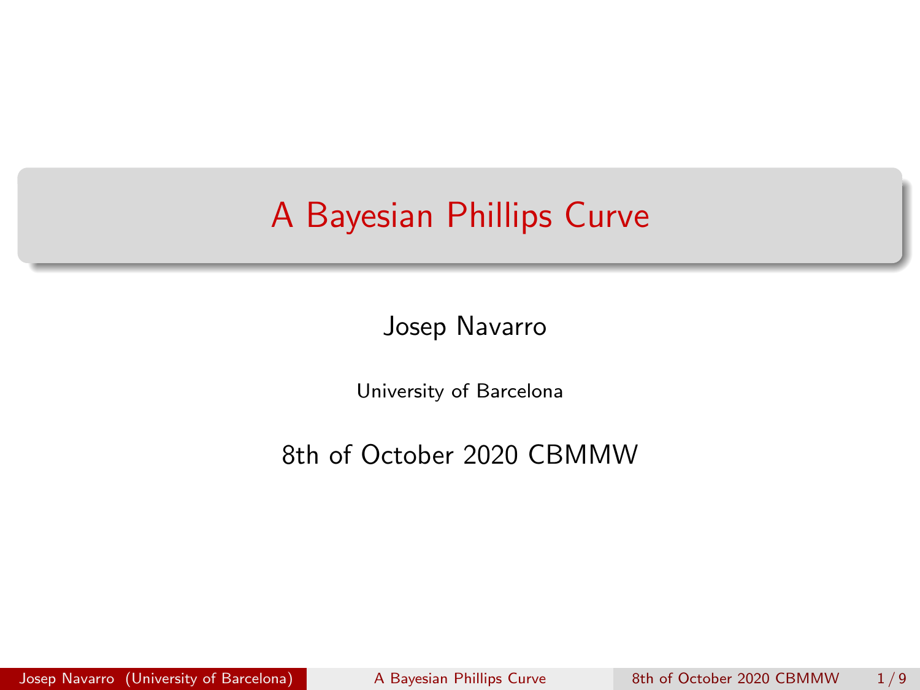# A Bayesian Phillips Curve

Josep Navarro

University of Barcelona

8th of October 2020 CBMMW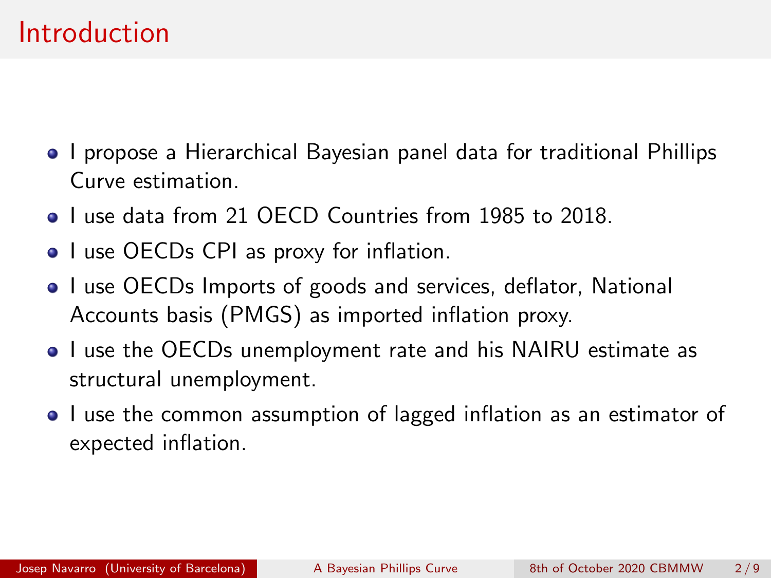# Introduction

- I propose a Hierarchical Bayesian panel data for traditional Phillips Curve estimation.
- I use data from 21 OECD Countries from 1985 to 2018.
- I use OECDs CPI as proxy for inflation.
- I use OECDs Imports of goods and services, deflator, National Accounts basis (PMGS) as imported inflation proxy.
- I use the OECDs unemployment rate and his NAIRU estimate as structural unemployment.
- I use the common assumption of lagged inflation as an estimator of expected inflation.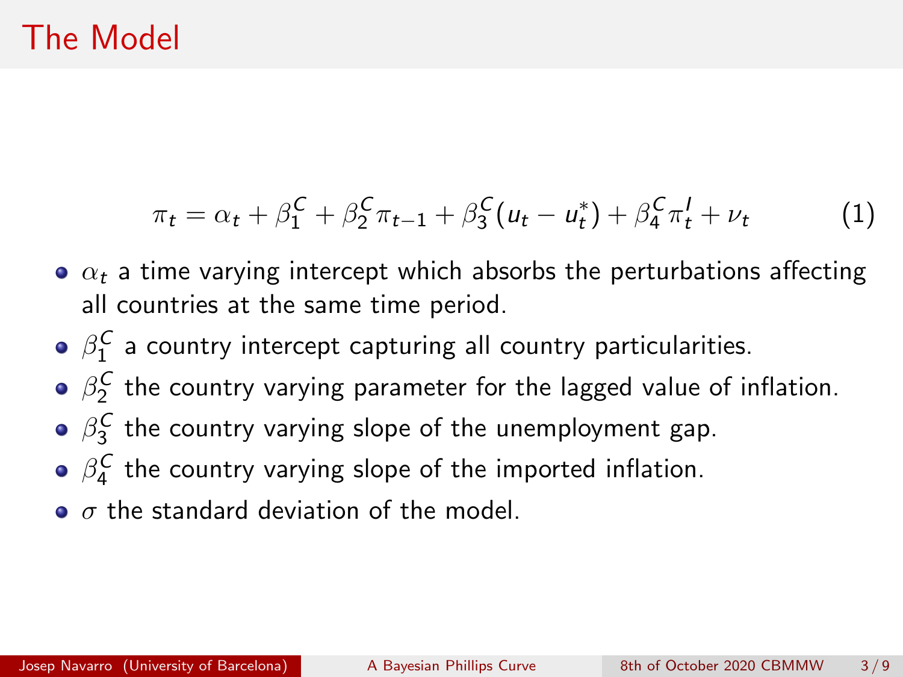# The Model

$$\pi_t = \alpha_t + \beta_1^C + \beta_2^C \pi_{t-1} + \beta_3^C (u_t - u_t^*) + \beta_4^C \pi_t^I + \nu_t \tag{1}$$

- $\alpha_t$ a time varying intercept which absorbs the perturbations affecting all countries at the same time period.
- $\beta_1^C$ a country intercept capturing all country particularities.
- $\beta_2^C$ the country varying parameter for the lagged value of inflation.
- $\beta_3^C$ the country varying slope of the unemployment gap.
- $\beta_4^C$ the country varying slope of the imported inflation.
- $\sigma$ the standard deviation of the model.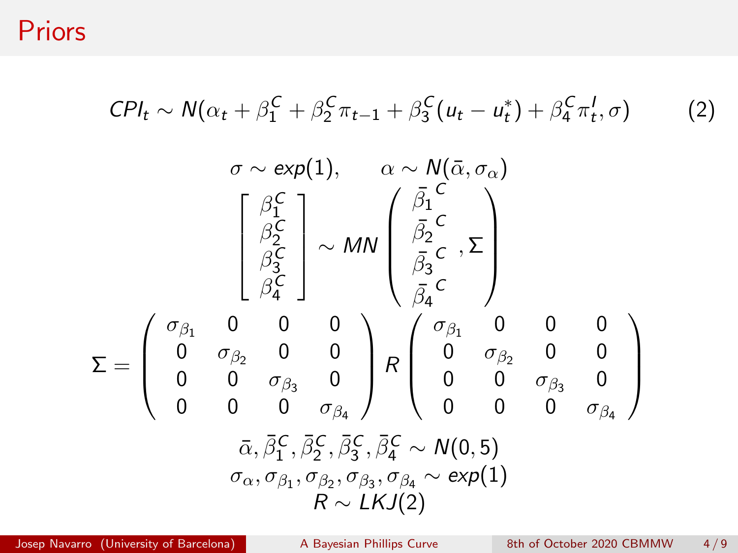# Priors

$$CPI_t \sim N(\alpha_t + \beta_1^C + \beta_2^C \pi_{t-1} + \beta_3^C (u_t - u_t^*) + \beta_4^C \pi_t^I, \sigma) \qquad (2)$$

$$\sigma \sim exp(1), \qquad \alpha \sim N(\bar{\alpha}, \sigma_\alpha)$$

$$\begin{bmatrix} \beta_1^C \\ \beta_2^C \\ \beta_3^C \\ \beta_4^C \end{bmatrix} \sim MN \begin{pmatrix} \bar{\beta_1}^C \\ \bar{\beta_2}^C \\ \bar{\beta_3}^C \\ \bar{\beta_4}^C \end{pmatrix}, \Sigma \Bigg)$$

$$\Sigma = \begin{pmatrix} \sigma_{\beta_1} & 0 & 0 & 0 \\ 0 & \sigma_{\beta_2} & 0 & 0 \\ 0 & 0 & \sigma_{\beta_3} & 0 \\ 0 & 0 & 0 & \sigma_{\beta_4} \end{pmatrix} R \begin{pmatrix} \sigma_{\beta_1} & 0 & 0 & 0 \\ 0 & \sigma_{\beta_2} & 0 & 0 \\ 0 & 0 & \sigma_{\beta_3} & 0 \\ 0 & 0 & 0 & \sigma_{\beta_4} \end{pmatrix}$$

$$\bar{\alpha}, \bar{\beta}_1^C, \bar{\beta}_2^C, \bar{\beta}_3^C, \bar{\beta}_4^C \sim N(0, 5)$$

$$\sigma_\alpha, \sigma_{\beta_1}, \sigma_{\beta_2}, \sigma_{\beta_3}, \sigma_{\beta_4} \sim exp(1)$$

$$R \sim LKJ(2)$$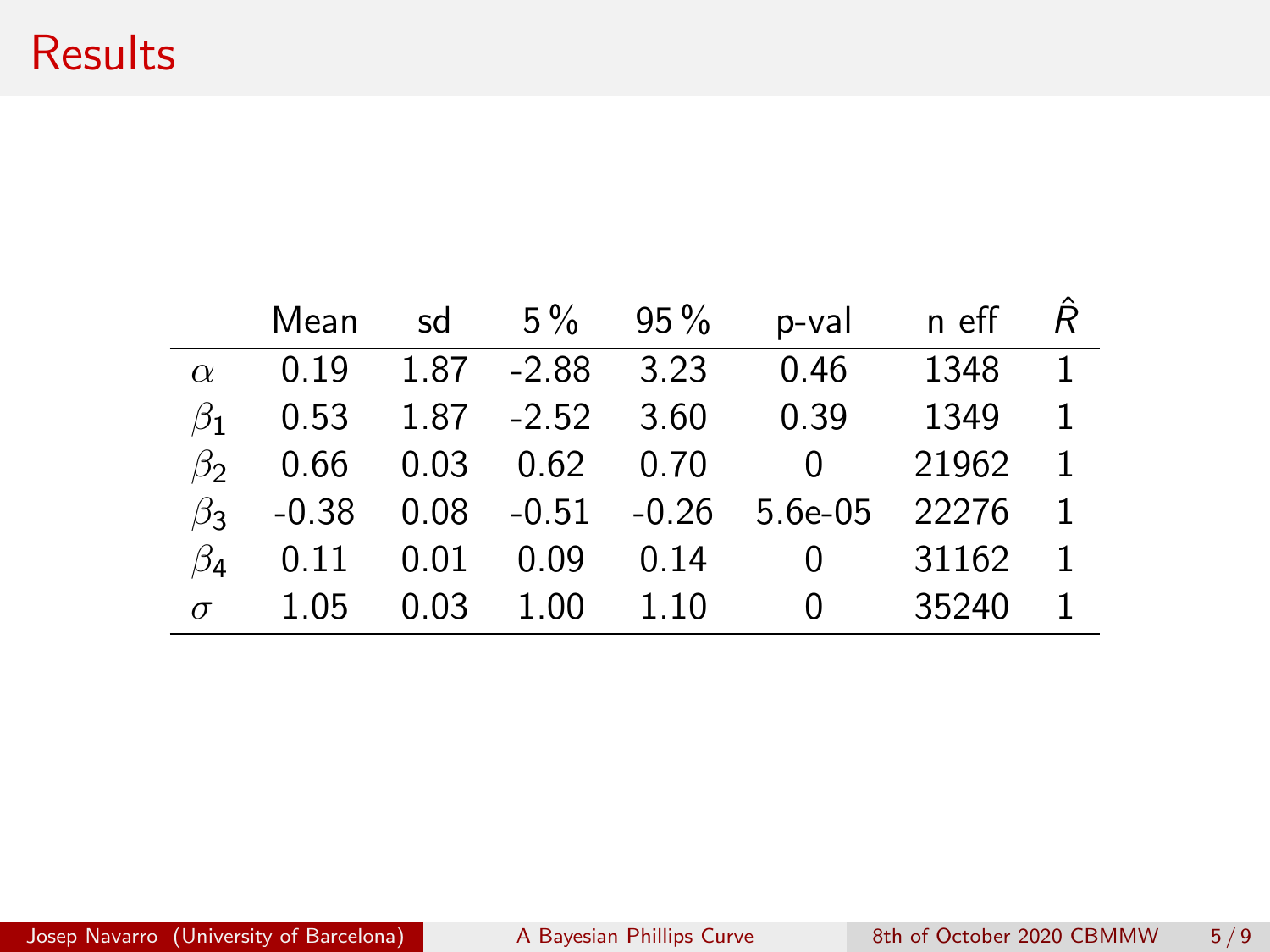# Results

| | Mean | sd | 5 % | 95 % | p-val | n eff | $\hat{R}$ |
|---|---|---|---|---|---|---|---|
| $\alpha$ | 0.19 | 1.87 | -2.88 | 3.23 | 0.46 | 1348 | 1 |
| $\beta_1$ | 0.53 | 1.87 | -2.52 | 3.60 | 0.39 | 1349 | 1 |
| $\beta_2$ | 0.66 | 0.03 | 0.62 | 0.70 | 0 | 21962 | 1 |
| $\beta_3$ | -0.38 | 0.08 | -0.51 | -0.26 | 5.6e-05 | 22276 | 1 |
| $\beta_4$ | 0.11 | 0.01 | 0.09 | 0.14 | 0 | 31162 | 1 |
| $\sigma$ | 1.05 | 0.03 | 1.00 | 1.10 | 0 | 35240 | 1 |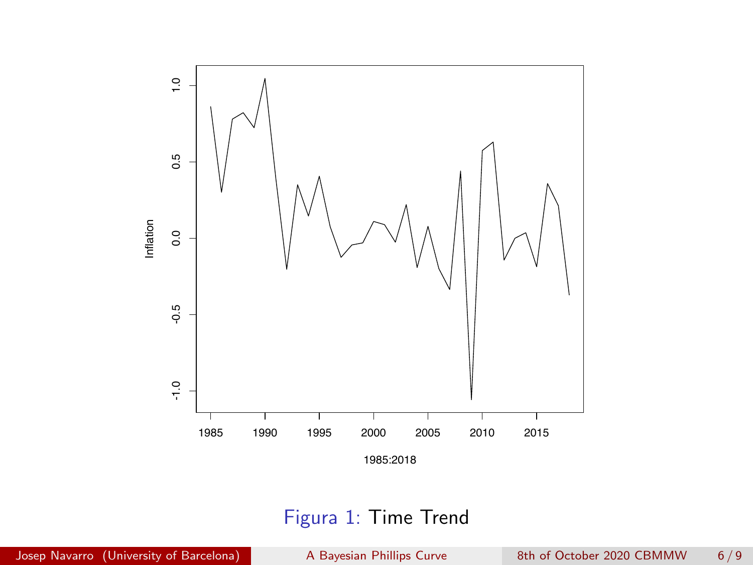Figura 1: Time Trend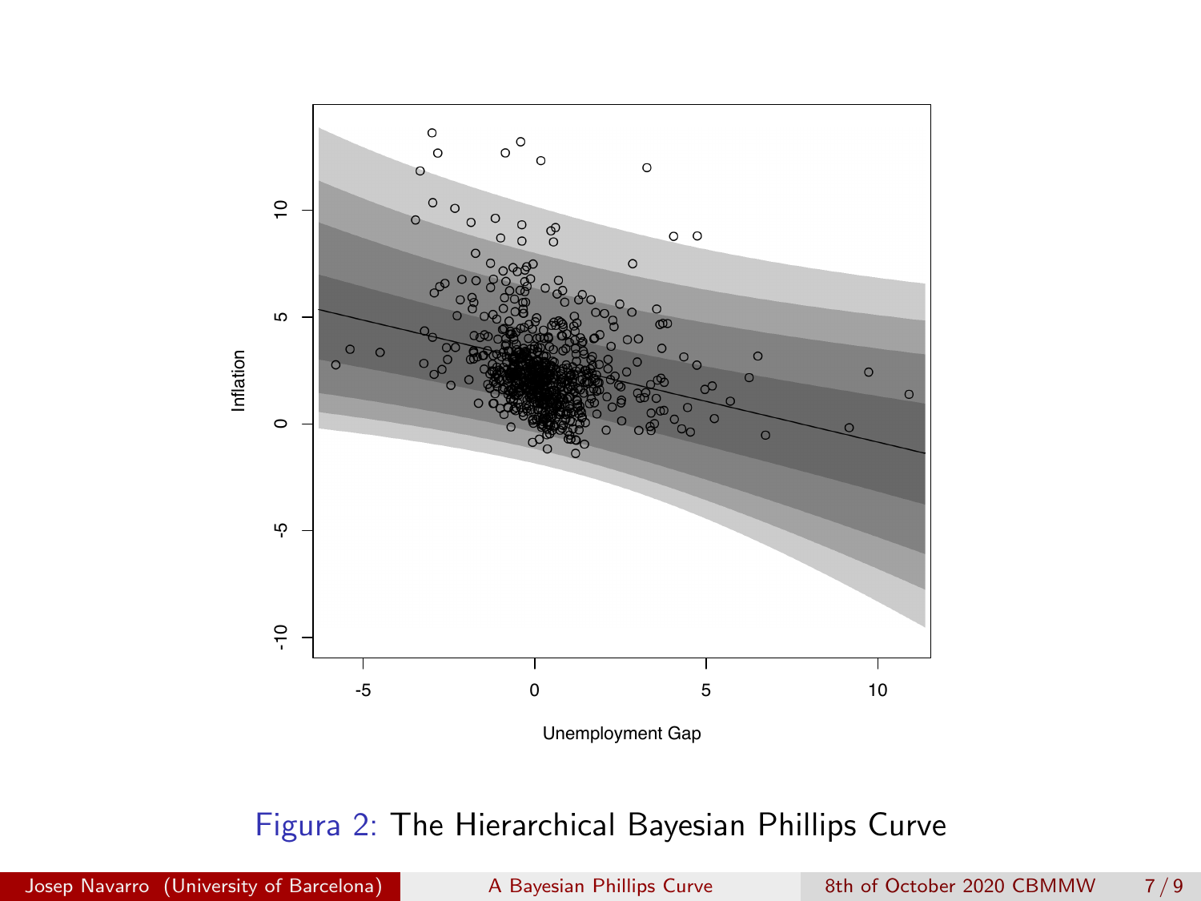Figura 2: The Hierarchical Bayesian Phillips Curve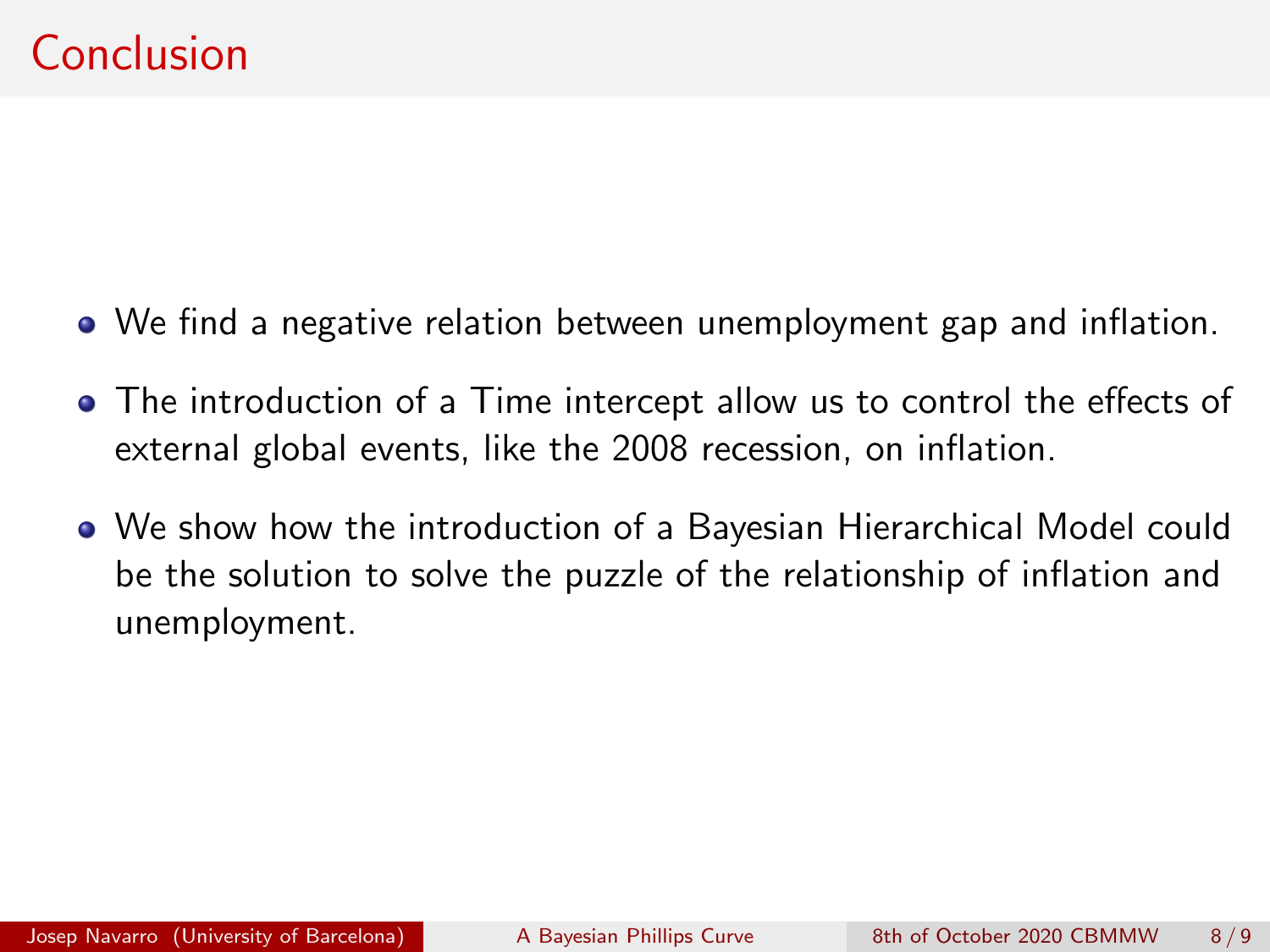# Conclusion

- We find a negative relation between unemployment gap and inflation.
- The introduction of a Time intercept allow us to control the effects of external global events, like the 2008 recession, on inflation.
- We show how the introduction of a Bayesian Hierarchical Model could be the solution to solve the puzzle of the relationship of inflation and unemployment.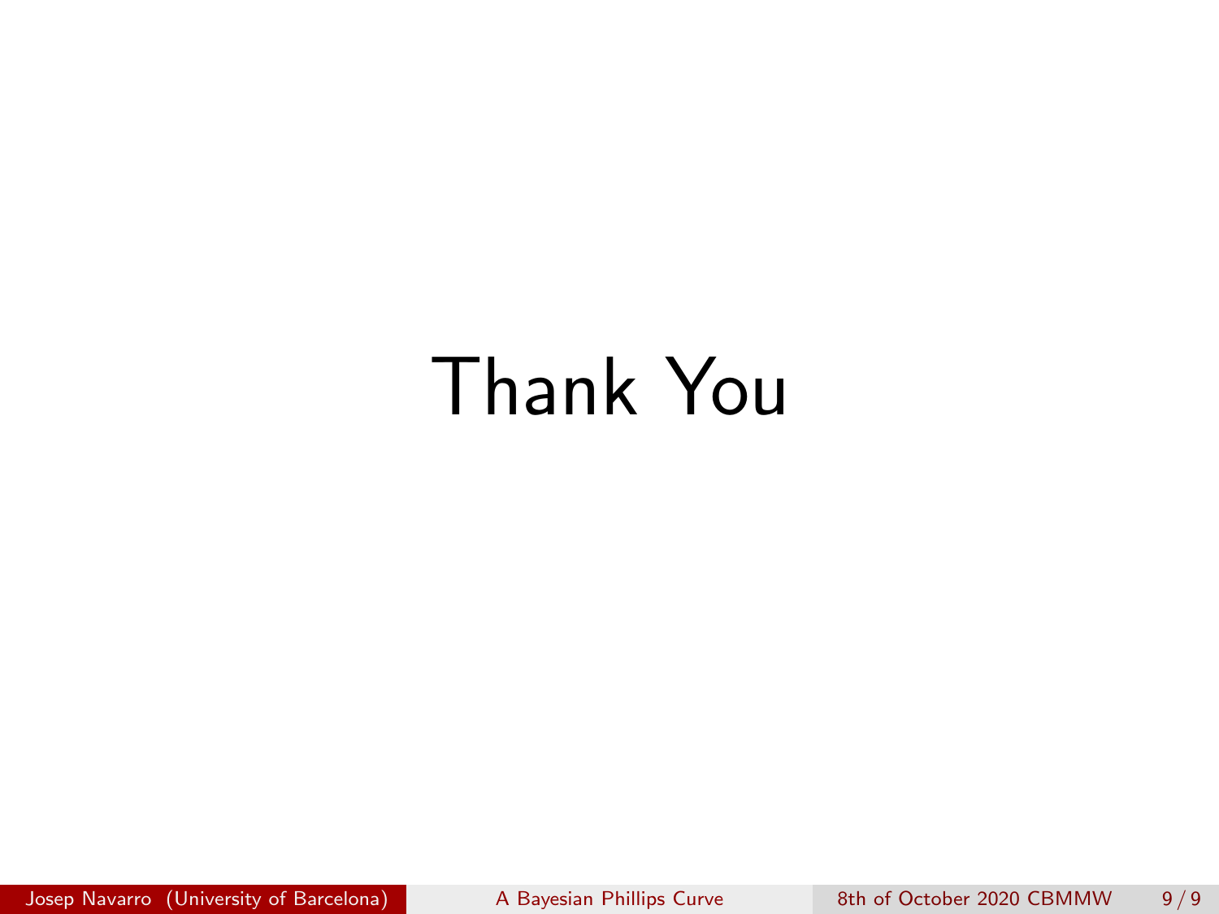# Thank You